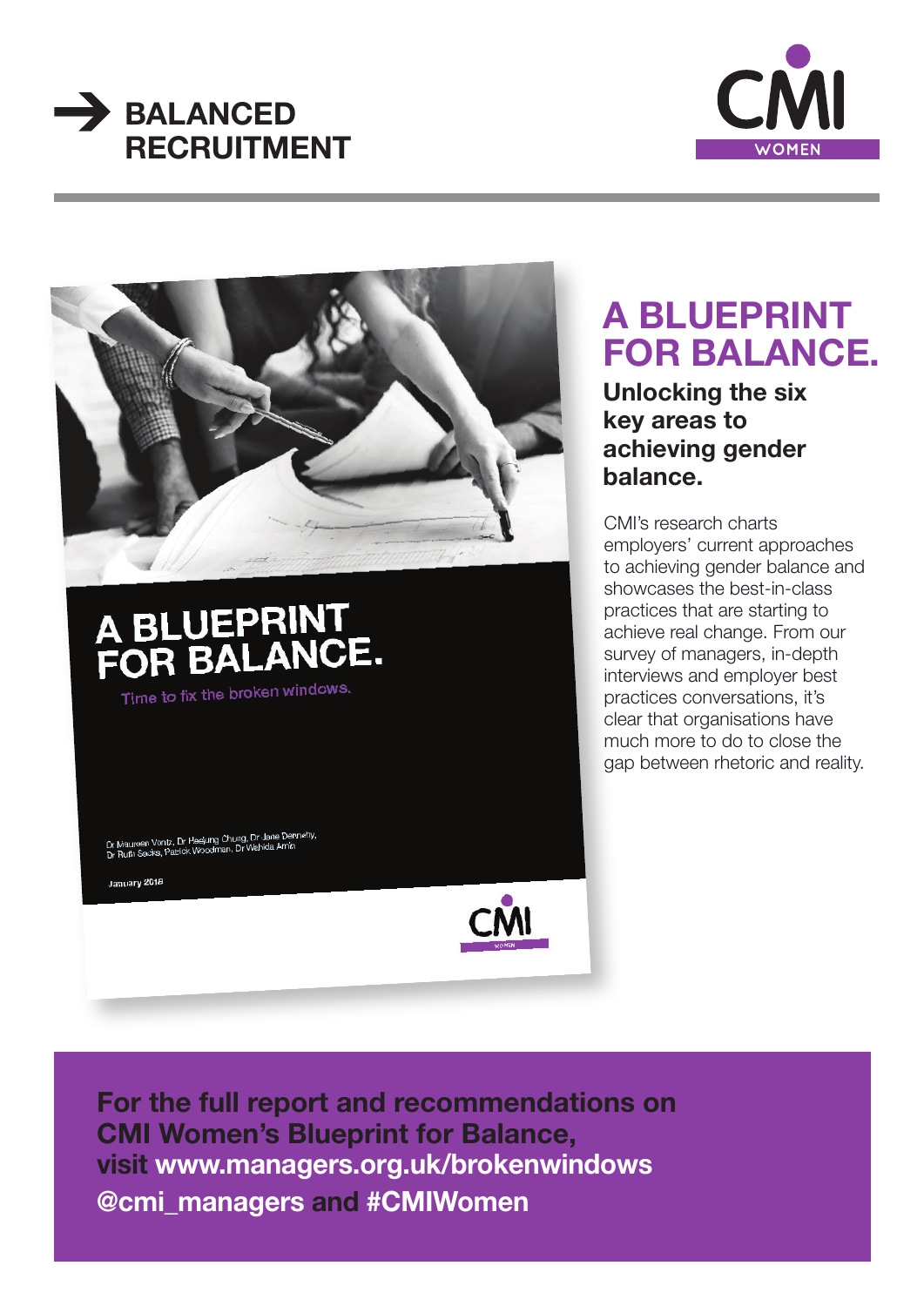# BALANCED RECRUITMENT

CMI WOMEN

A BLUEPRINT FOR BALANCE.

Time to fix the broken windows.

Dr Maureen Vontz, Dr Heejung Chung, Dr Jane Dennehy, Dr Ruth Sacks, Patrick Woodman, Dr Wahida Amin

January 2018

## A BLUEPRINT FOR BALANCE.

### Unlocking the six key areas to achieving gender balance.

CMI's research charts employers' current approaches to achieving gender balance and showcases the best-in-class practices that are starting to achieve real change. From our survey of managers, in-depth interviews and employer best practices conversations, it's clear that organisations have much more to do to close the gap between rhetoric and reality.

**For the full report and recommendations on CMI Women's Blueprint for Balance, visit www.managers.org.uk/brokenwindows**
**@cmi_managers and #CMIWomen**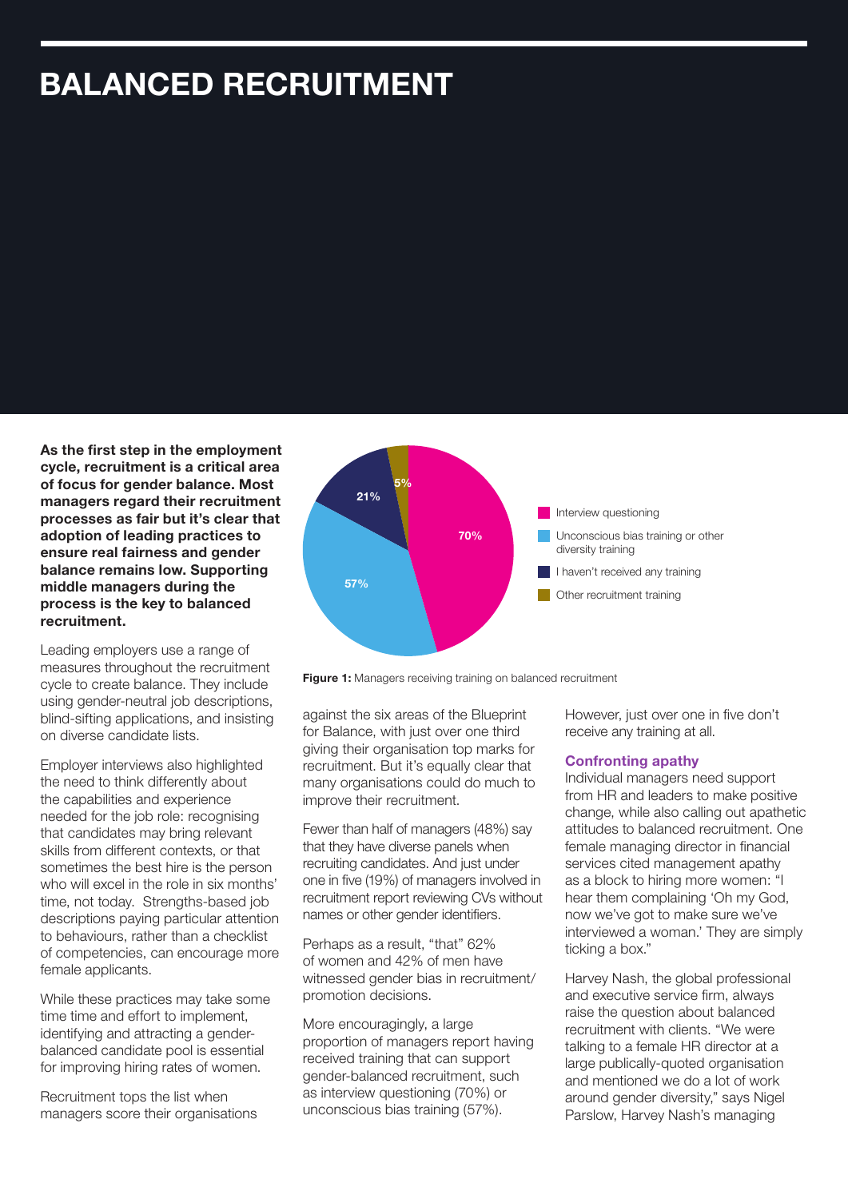# BALANCED RECRUITMENT

**As the first step in the employment cycle, recruitment is a critical area of focus for gender balance. Most managers regard their recruitment processes as fair but it's clear that adoption of leading practices to ensure real fairness and gender balance remains low. Supporting middle managers during the process is the key to balanced recruitment.**

Leading employers use a range of measures throughout the recruitment cycle to create balance. They include using gender-neutral job descriptions, blind-sifting applications, and insisting on diverse candidate lists.

Employer interviews also highlighted the need to think differently about the capabilities and experience needed for the job role: recognising that candidates may bring relevant skills from different contexts, or that sometimes the best hire is the person who will excel in the role in six months' time, not today. Strengths-based job descriptions paying particular attention to behaviours, rather than a checklist of competencies, can encourage more female applicants.

While these practices may take some time time and effort to implement, identifying and attracting a gender-balanced candidate pool is essential for improving hiring rates of women.

Recruitment tops the list when managers score their organisations against the six areas of the Blueprint for Balance, with just over one third giving their organisation top marks for recruitment. But it's equally clear that many organisations could do much to improve their recruitment.

| Training | % |
|---|---|
| Interview questioning | 70% |
| Unconscious bias training or other diversity training | 57% |
| I haven't received any training | 21% |
| Other recruitment training | 5% |

**Figure 1:** Managers receiving training on balanced recruitment

Fewer than half of managers (48%) say that they have diverse panels when recruiting candidates. And just under one in five (19%) of managers involved in recruitment report reviewing CVs without names or other gender identifiers.

Perhaps as a result, "that" 62% of women and 42% of men have witnessed gender bias in recruitment/ promotion decisions.

More encouragingly, a large proportion of managers report having received training that can support gender-balanced recruitment, such as interview questioning (70%) or unconscious bias training (57%). However, just over one in five don't receive any training at all.

### Confronting apathy

Individual managers need support from HR and leaders to make positive change, while also calling out apathetic attitudes to balanced recruitment. One female managing director in financial services cited management apathy as a block to hiring more women: "I hear them complaining 'Oh my God, now we've got to make sure we've interviewed a woman.' They are simply ticking a box."

Harvey Nash, the global professional and executive service firm, always raise the question about balanced recruitment with clients. "We were talking to a female HR director at a large publically-quoted organisation and mentioned we do a lot of work around gender diversity," says Nigel Parslow, Harvey Nash's managing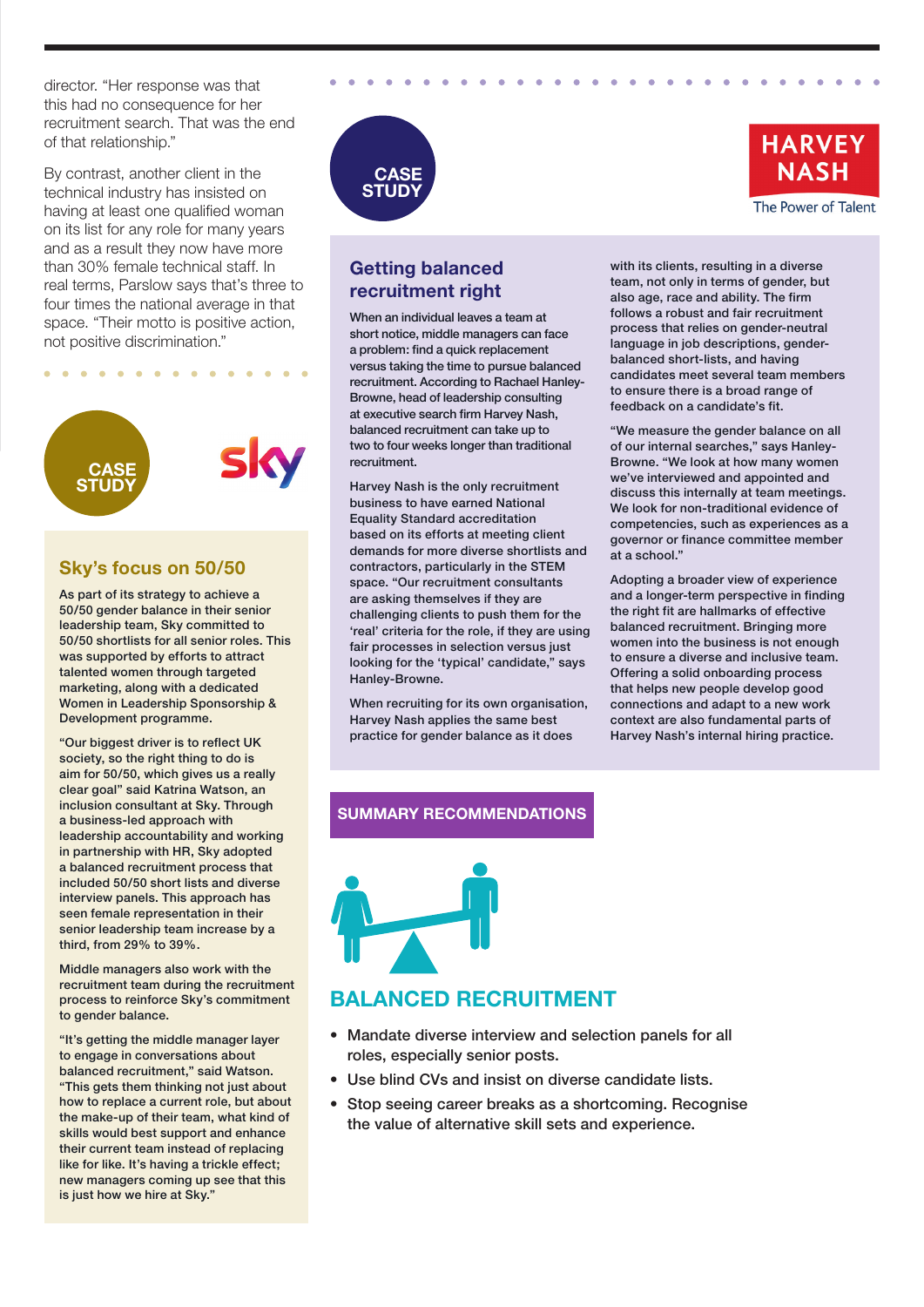director. "Her response was that this had no consequence for her recruitment search. That was the end of that relationship."

By contrast, another client in the technical industry has insisted on having at least one qualified woman on its list for any role for many years and as a result they now have more than 30% female technical staff. In real terms, Parslow says that's three to four times the national average in that space. "Their motto is positive action, not positive discrimination."

CASE STUDY

sky

## Sky's focus on 50/50

As part of its strategy to achieve a 50/50 gender balance in their senior leadership team, Sky committed to 50/50 shortlists for all senior roles. This was supported by efforts to attract talented women through targeted marketing, along with a dedicated Women in Leadership Sponsorship & Development programme.

"Our biggest driver is to reflect UK society, so the right thing to do is aim for 50/50, which gives us a really clear goal" said Katrina Watson, an inclusion consultant at Sky. Through a business-led approach with leadership accountability and working in partnership with HR, Sky adopted a balanced recruitment process that included 50/50 short lists and diverse interview panels. This approach has seen female representation in their senior leadership team increase by a third, from 29% to 39%.

Middle managers also work with the recruitment team during the recruitment process to reinforce Sky's commitment to gender balance.

"It's getting the middle manager layer to engage in conversations about balanced recruitment," said Watson. "This gets them thinking not just about how to replace a current role, but about the make-up of their team, what kind of skills would best support and enhance their current team instead of replacing like for like. It's having a trickle effect; new managers coming up see that this is just how we hire at Sky."

CASE STUDY

HARVEY NASH
The Power of Talent

## Getting balanced recruitment right

When an individual leaves a team at short notice, middle managers can face a problem: find a quick replacement versus taking the time to pursue balanced recruitment. According to Rachael Hanley-Browne, head of leadership consulting at executive search firm Harvey Nash, balanced recruitment can take up to two to four weeks longer than traditional recruitment.

Harvey Nash is the only recruitment business to have earned National Equality Standard accreditation based on its efforts at meeting client demands for more diverse shortlists and contractors, particularly in the STEM space. "Our recruitment consultants are asking themselves if they are challenging clients to push them for the 'real' criteria for the role, if they are using fair processes in selection versus just looking for the 'typical' candidate," says Hanley-Browne.

When recruiting for its own organisation, Harvey Nash applies the same best practice for gender balance as it does with its clients, resulting in a diverse team, not only in terms of gender, but also age, race and ability. The firm follows a robust and fair recruitment process that relies on gender-neutral language in job descriptions, gender-balanced short-lists, and having candidates meet several team members to ensure there is a broad range of feedback on a candidate's fit.

"We measure the gender balance on all of our internal searches," says Hanley-Browne. "We look at how many women we've interviewed and appointed and discuss this internally at team meetings. We look for non-traditional evidence of competencies, such as experiences as a governor or finance committee member at a school."

Adopting a broader view of experience and a longer-term perspective in finding the right fit are hallmarks of effective balanced recruitment. Bringing more women into the business is not enough to ensure a diverse and inclusive team. Offering a solid onboarding process that helps new people develop good connections and adapt to a new work context are also fundamental parts of Harvey Nash's internal hiring practice.

**SUMMARY RECOMMENDATIONS**

## BALANCED RECRUITMENT

- Mandate diverse interview and selection panels for all roles, especially senior posts.
- Use blind CVs and insist on diverse candidate lists.
- Stop seeing career breaks as a shortcoming. Recognise the value of alternative skill sets and experience.